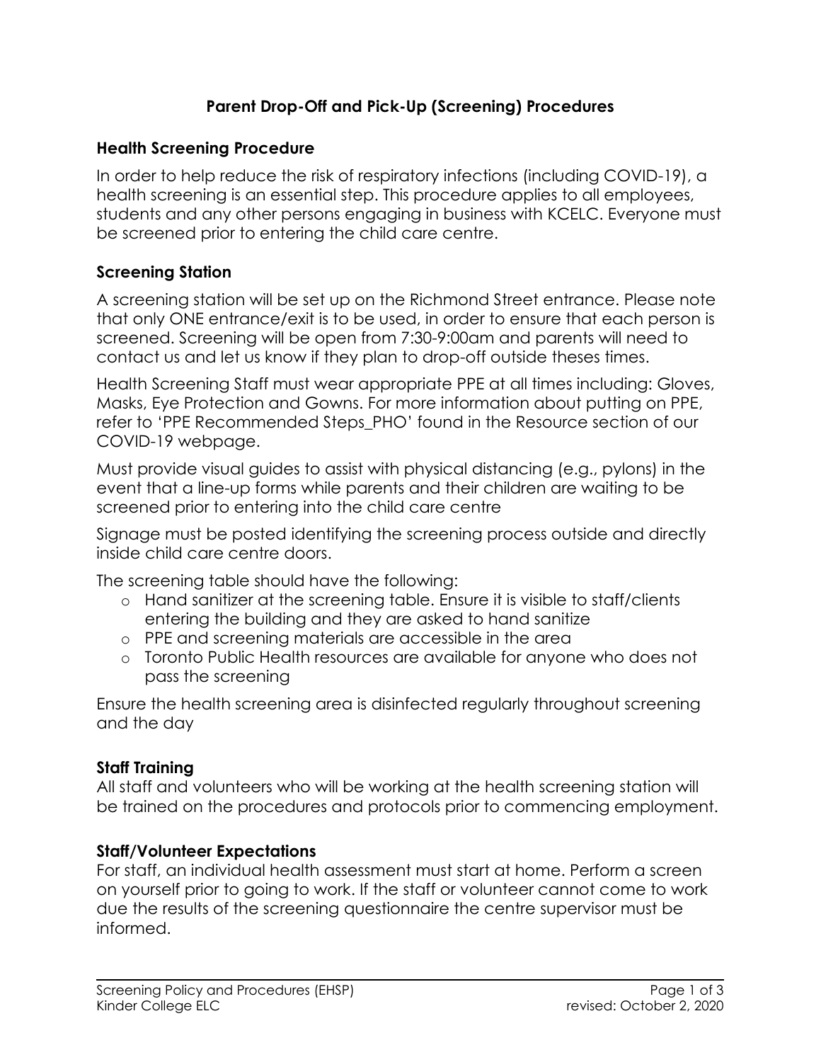# Parent Drop-Off and Pick-Up (Screening) Procedures

## Health Screening Procedure

In order to help reduce the risk of respiratory infections (including COVID-19), a health screening is an essential step. This procedure applies to all employees, students and any other persons engaging in business with KCELC. Everyone must be screened prior to entering the child care centre.

## Screening Station

A screening station will be set up on the Richmond Street entrance. Please note that only ONE entrance/exit is to be used, in order to ensure that each person is screened. Screening will be open from 7:30-9:00am and parents will need to contact us and let us know if they plan to drop-off outside theses times.

Health Screening Staff must wear appropriate PPE at all times including: Gloves, Masks, Eye Protection and Gowns. For more information about putting on PPE, refer to 'PPE Recommended Steps_PHO' found in the Resource section of our COVID-19 webpage.

Must provide visual guides to assist with physical distancing (e.g., pylons) in the event that a line-up forms while parents and their children are waiting to be screened prior to entering into the child care centre

Signage must be posted identifying the screening process outside and directly inside child care centre doors.

The screening table should have the following:

- Hand sanitizer at the screening table. Ensure it is visible to staff/clients entering the building and they are asked to hand sanitize
- PPE and screening materials are accessible in the area
- Toronto Public Health resources are available for anyone who does not pass the screening

Ensure the health screening area is disinfected regularly throughout screening and the day

## Staff Training

All staff and volunteers who will be working at the health screening station will be trained on the procedures and protocols prior to commencing employment.

## Staff/Volunteer Expectations

For staff, an individual health assessment must start at home. Perform a screen on yourself prior to going to work. If the staff or volunteer cannot come to work due the results of the screening questionnaire the centre supervisor must be informed.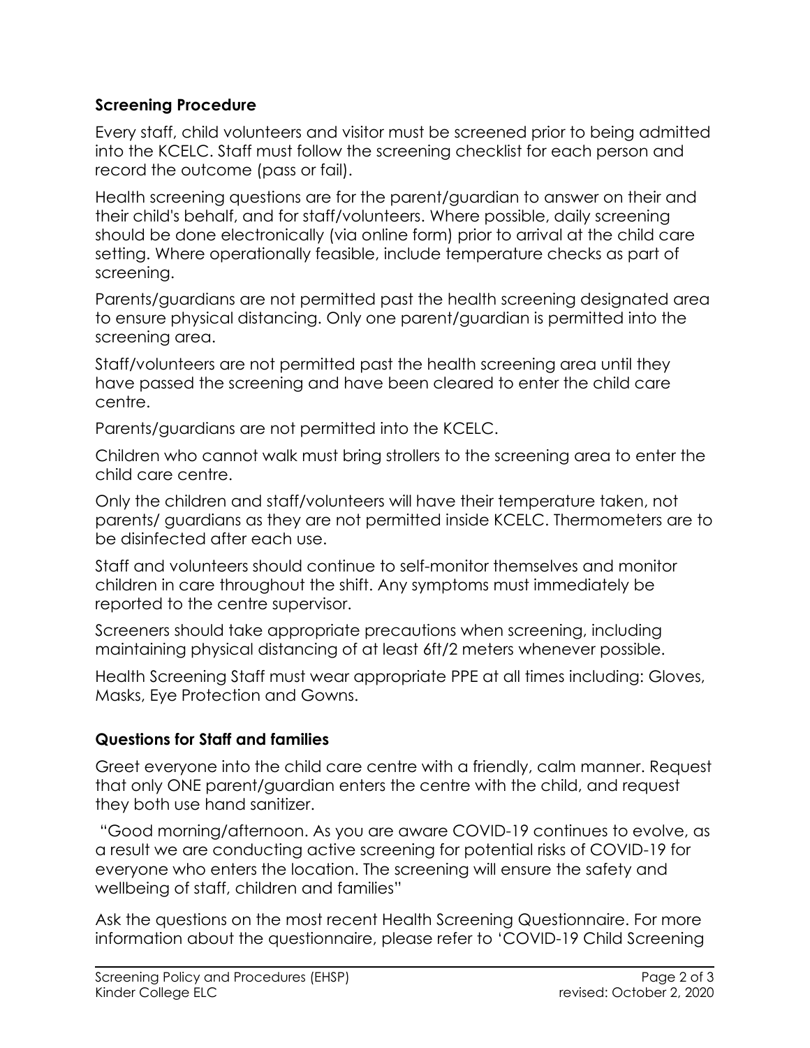### Screening Procedure

Every staff, child volunteers and visitor must be screened prior to being admitted into the KCELC. Staff must follow the screening checklist for each person and record the outcome (pass or fail).

Health screening questions are for the parent/guardian to answer on their and their child's behalf, and for staff/volunteers. Where possible, daily screening should be done electronically (via online form) prior to arrival at the child care setting. Where operationally feasible, include temperature checks as part of screening.

Parents/guardians are not permitted past the health screening designated area to ensure physical distancing. Only one parent/guardian is permitted into the screening area.

Staff/volunteers are not permitted past the health screening area until they have passed the screening and have been cleared to enter the child care centre.

Parents/guardians are not permitted into the KCELC.

Children who cannot walk must bring strollers to the screening area to enter the child care centre.

Only the children and staff/volunteers will have their temperature taken, not parents/ guardians as they are not permitted inside KCELC. Thermometers are to be disinfected after each use.

Staff and volunteers should continue to self-monitor themselves and monitor children in care throughout the shift. Any symptoms must immediately be reported to the centre supervisor.

Screeners should take appropriate precautions when screening, including maintaining physical distancing of at least 6ft/2 meters whenever possible.

Health Screening Staff must wear appropriate PPE at all times including: Gloves, Masks, Eye Protection and Gowns.

### Questions for Staff and families

Greet everyone into the child care centre with a friendly, calm manner. Request that only ONE parent/guardian enters the centre with the child, and request they both use hand sanitizer.

"Good morning/afternoon. As you are aware COVID-19 continues to evolve, as a result we are conducting active screening for potential risks of COVID-19 for everyone who enters the location. The screening will ensure the safety and wellbeing of staff, children and families"

Ask the questions on the most recent Health Screening Questionnaire. For more information about the questionnaire, please refer to 'COVID-19 Child Screening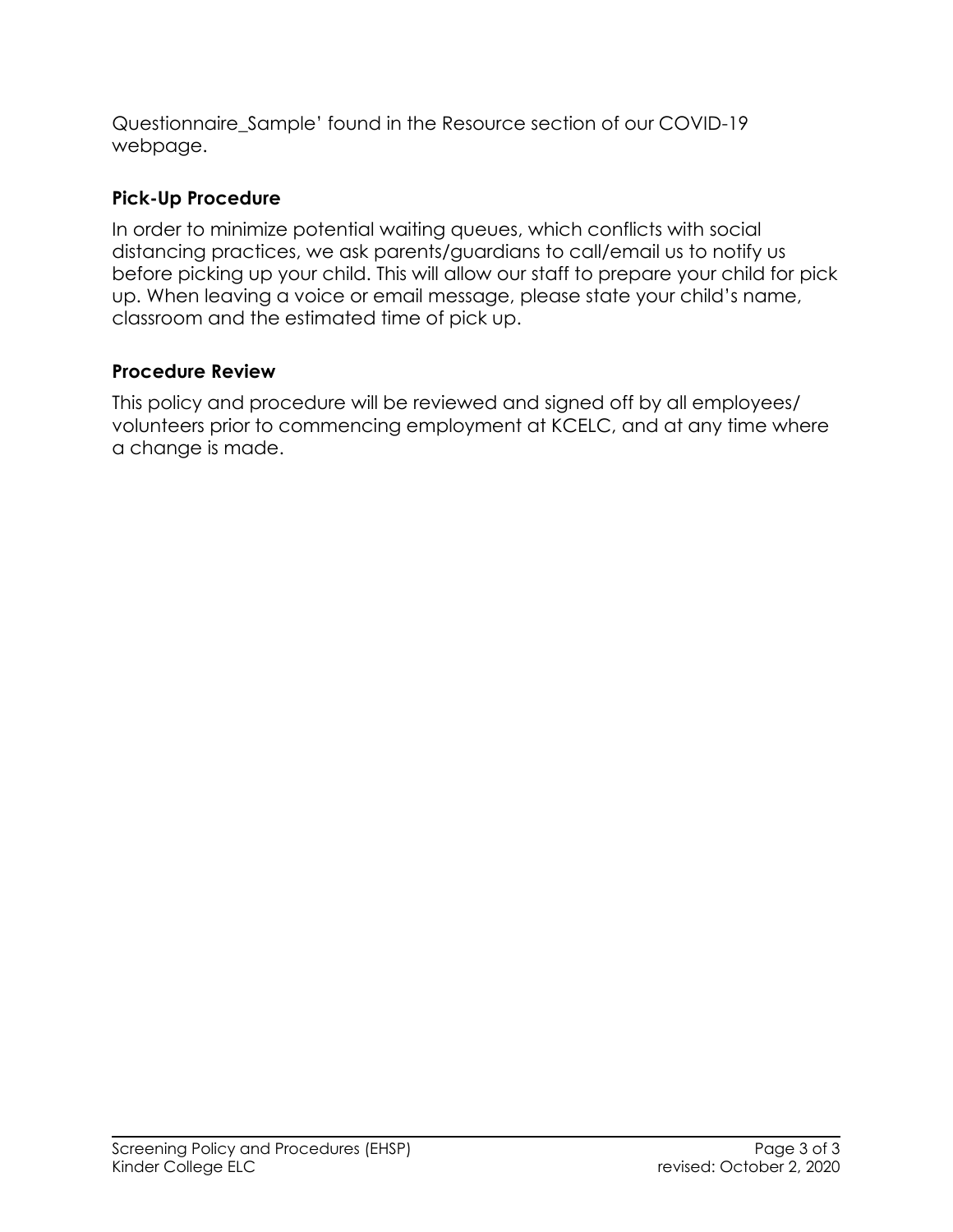Questionnaire_Sample' found in the Resource section of our COVID-19 webpage.

### Pick-Up Procedure

In order to minimize potential waiting queues, which conflicts with social distancing practices, we ask parents/guardians to call/email us to notify us before picking up your child. This will allow our staff to prepare your child for pick up. When leaving a voice or email message, please state your child's name, classroom and the estimated time of pick up.

### Procedure Review

This policy and procedure will be reviewed and signed off by all employees/ volunteers prior to commencing employment at KCELC, and at any time where a change is made.